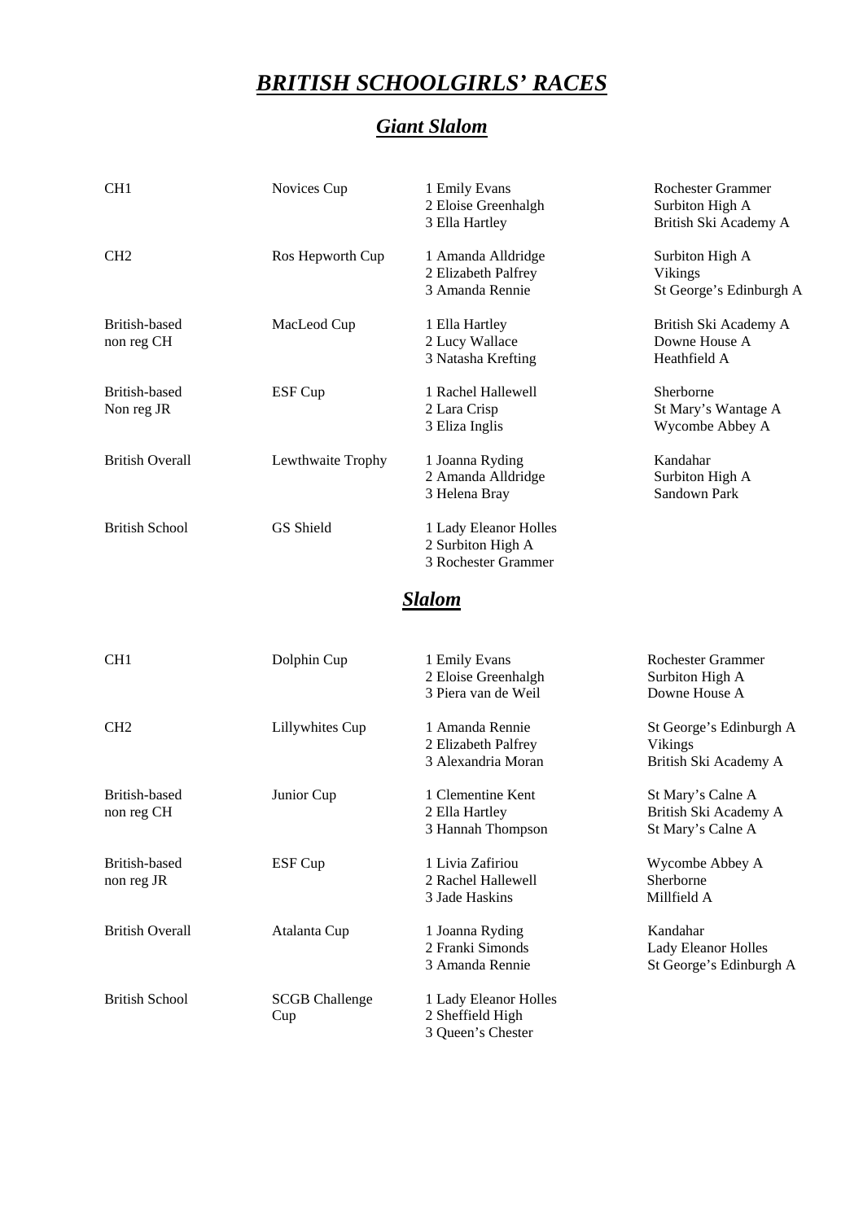# ***BRITISH SCHOOLGIRLS' RACES***

## ***Giant Slalom***

| Category | Trophy | Placing | School |
|---|---|---|---|
| CH1 | Novices Cup | 1 Emily Evans<br>2 Eloise Greenhalgh<br>3 Ella Hartley | Rochester Grammer<br>Surbiton High A<br>British Ski Academy A |
| CH2 | Ros Hepworth Cup | 1 Amanda Alldridge<br>2 Elizabeth Palfrey<br>3 Amanda Rennie | Surbiton High A<br>Vikings<br>St George's Edinburgh A |
| British-based non reg CH | MacLeod Cup | 1 Ella Hartley<br>2 Lucy Wallace<br>3 Natasha Krefting | British Ski Academy A<br>Downe House A<br>Heathfield A |
| British-based Non reg JR | ESF Cup | 1 Rachel Hallewell<br>2 Lara Crisp<br>3 Eliza Inglis | Sherborne<br>St Mary's Wantage A<br>Wycombe Abbey A |
| British Overall | Lewthwaite Trophy | 1 Joanna Ryding<br>2 Amanda Alldridge<br>3 Helena Bray | Kandahar<br>Surbiton High A<br>Sandown Park |
| British School | GS Shield | 1 Lady Eleanor Holles<br>2 Surbiton High A<br>3 Rochester Grammer | |

## ***Slalom***

| Category | Trophy | Placing | School |
|---|---|---|---|
| CH1 | Dolphin Cup | 1 Emily Evans<br>2 Eloise Greenhalgh<br>3 Piera van de Weil | Rochester Grammer<br>Surbiton High A<br>Downe House A |
| CH2 | Lillywhites Cup | 1 Amanda Rennie<br>2 Elizabeth Palfrey<br>3 Alexandria Moran | St George's Edinburgh A<br>Vikings<br>British Ski Academy A |
| British-based non reg CH | Junior Cup | 1 Clementine Kent<br>2 Ella Hartley<br>3 Hannah Thompson | St Mary's Calne A<br>British Ski Academy A<br>St Mary's Calne A |
| British-based non reg JR | ESF Cup | 1 Livia Zafiriou<br>2 Rachel Hallewell<br>3 Jade Haskins | Wycombe Abbey A<br>Sherborne<br>Millfield A |
| British Overall | Atalanta Cup | 1 Joanna Ryding<br>2 Franki Simonds<br>3 Amanda Rennie | Kandahar<br>Lady Eleanor Holles<br>St George's Edinburgh A |
| British School | SCGB Challenge Cup | 1 Lady Eleanor Holles<br>2 Sheffield High<br>3 Queen's Chester | |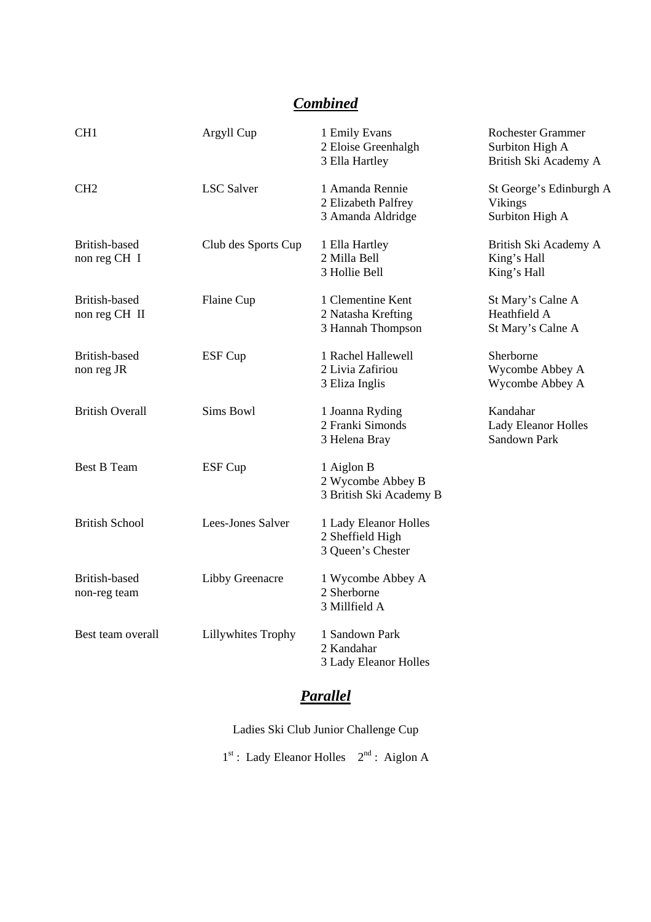## ***Combined***

| | | | |
|---|---|---|---|
| CH1 | Argyll Cup | 1 Emily Evans<br>2 Eloise Greenhalgh<br>3 Ella Hartley | Rochester Grammer<br>Surbiton High A<br>British Ski Academy A |
| CH2 | LSC Salver | 1 Amanda Rennie<br>2 Elizabeth Palfrey<br>3 Amanda Aldridge | St George's Edinburgh A<br>Vikings<br>Surbiton High A |
| British-based non reg CH I | Club des Sports Cup | 1 Ella Hartley<br>2 Milla Bell<br>3 Hollie Bell | British Ski Academy A<br>King's Hall<br>King's Hall |
| British-based non reg CH II | Flaine Cup | 1 Clementine Kent<br>2 Natasha Krefting<br>3 Hannah Thompson | St Mary's Calne A<br>Heathfield A<br>St Mary's Calne A |
| British-based non reg JR | ESF Cup | 1 Rachel Hallewell<br>2 Livia Zafiriou<br>3 Eliza Inglis | Sherborne<br>Wycombe Abbey A<br>Wycombe Abbey A |
| British Overall | Sims Bowl | 1 Joanna Ryding<br>2 Franki Simonds<br>3 Helena Bray | Kandahar<br>Lady Eleanor Holles<br>Sandown Park |
| Best B Team | ESF Cup | 1 Aiglon B<br>2 Wycombe Abbey B<br>3 British Ski Academy B | |
| British School | Lees-Jones Salver | 1 Lady Eleanor Holles<br>2 Sheffield High<br>3 Queen's Chester | |
| British-based non-reg team | Libby Greenacre | 1 Wycombe Abbey A<br>2 Sherborne<br>3 Millfield A | |
| Best team overall | Lillywhites Trophy | 1 Sandown Park<br>2 Kandahar<br>3 Lady Eleanor Holles | |

## ***Parallel***

Ladies Ski Club Junior Challenge Cup

1st : Lady Eleanor Holles 2nd : Aiglon A